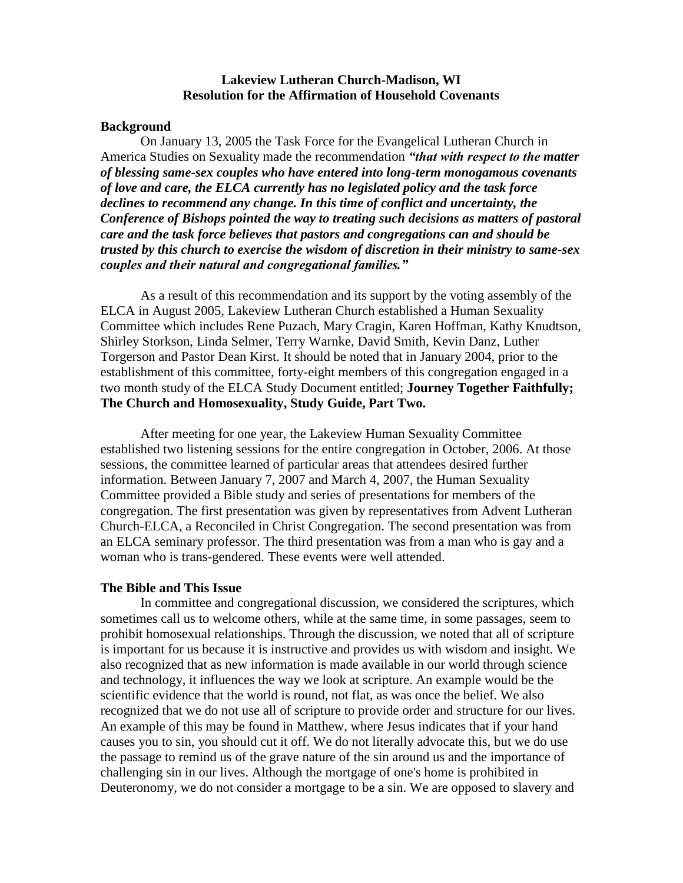**Lakeview Lutheran Church-Madison, WI**
**Resolution for the Affirmation of Household Covenants**

**Background**

On January 13, 2005 the Task Force for the Evangelical Lutheran Church in America Studies on Sexuality made the recommendation ***"that with respect to the matter of blessing same-sex couples who have entered into long-term monogamous covenants of love and care, the ELCA currently has no legislated policy and the task force declines to recommend any change. In this time of conflict and uncertainty, the Conference of Bishops pointed the way to treating such decisions as matters of pastoral care and the task force believes that pastors and congregations can and should be trusted by this church to exercise the wisdom of discretion in their ministry to same-sex couples and their natural and congregational families."***

As a result of this recommendation and its support by the voting assembly of the ELCA in August 2005, Lakeview Lutheran Church established a Human Sexuality Committee which includes Rene Puzach, Mary Cragin, Karen Hoffman, Kathy Knudtson, Shirley Storkson, Linda Selmer, Terry Warnke, David Smith, Kevin Danz, Luther Torgerson and Pastor Dean Kirst. It should be noted that in January 2004, prior to the establishment of this committee, forty-eight members of this congregation engaged in a two month study of the ELCA Study Document entitled; **Journey Together Faithfully; The Church and Homosexuality, Study Guide, Part Two.**

After meeting for one year, the Lakeview Human Sexuality Committee established two listening sessions for the entire congregation in October, 2006. At those sessions, the committee learned of particular areas that attendees desired further information. Between January 7, 2007 and March 4, 2007, the Human Sexuality Committee provided a Bible study and series of presentations for members of the congregation. The first presentation was given by representatives from Advent Lutheran Church-ELCA, a Reconciled in Christ Congregation. The second presentation was from an ELCA seminary professor. The third presentation was from a man who is gay and a woman who is trans-gendered. These events were well attended.

**The Bible and This Issue**

In committee and congregational discussion, we considered the scriptures, which sometimes call us to welcome others, while at the same time, in some passages, seem to prohibit homosexual relationships. Through the discussion, we noted that all of scripture is important for us because it is instructive and provides us with wisdom and insight. We also recognized that as new information is made available in our world through science and technology, it influences the way we look at scripture. An example would be the scientific evidence that the world is round, not flat, as was once the belief. We also recognized that we do not use all of scripture to provide order and structure for our lives. An example of this may be found in Matthew, where Jesus indicates that if your hand causes you to sin, you should cut it off. We do not literally advocate this, but we do use the passage to remind us of the grave nature of the sin around us and the importance of challenging sin in our lives. Although the mortgage of one's home is prohibited in Deuteronomy, we do not consider a mortgage to be a sin. We are opposed to slavery and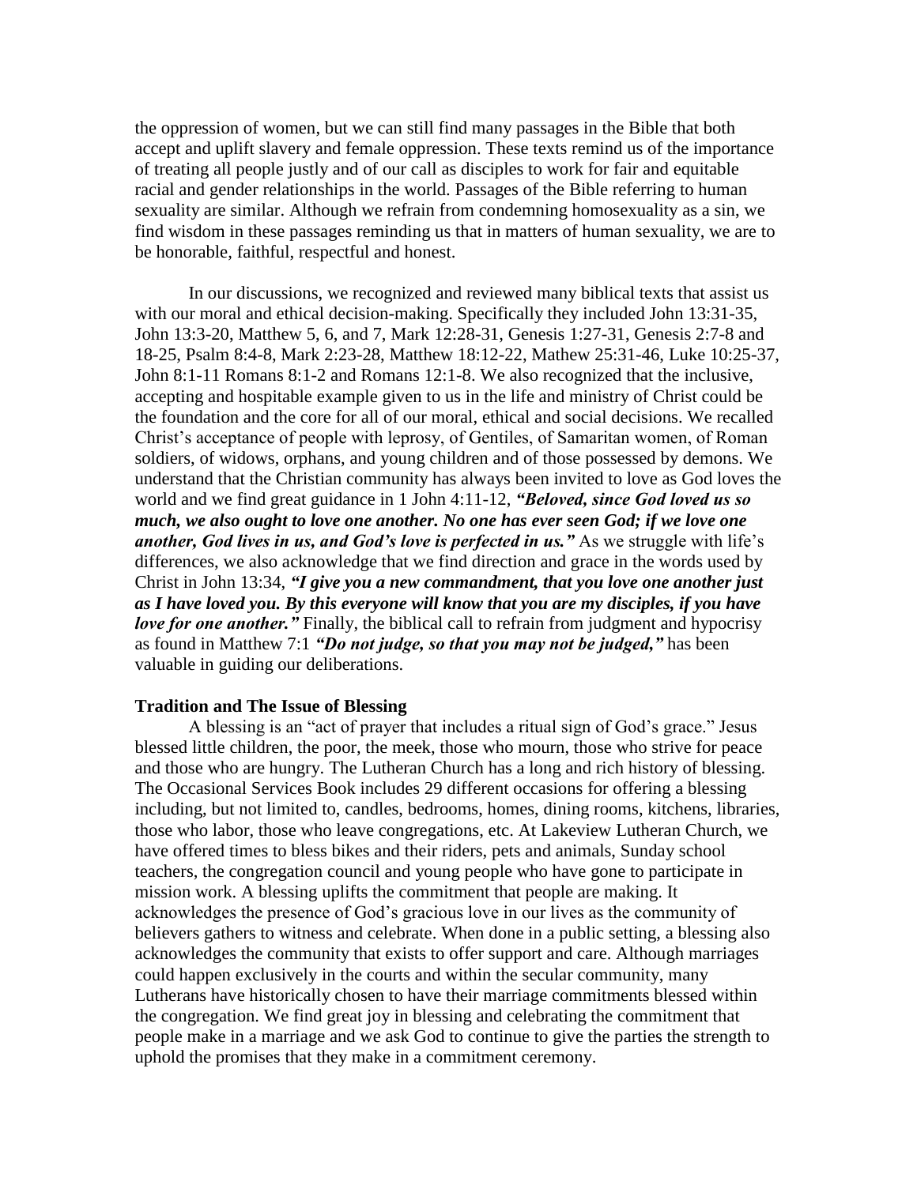the oppression of women, but we can still find many passages in the Bible that both accept and uplift slavery and female oppression. These texts remind us of the importance of treating all people justly and of our call as disciples to work for fair and equitable racial and gender relationships in the world. Passages of the Bible referring to human sexuality are similar. Although we refrain from condemning homosexuality as a sin, we find wisdom in these passages reminding us that in matters of human sexuality, we are to be honorable, faithful, respectful and honest.

In our discussions, we recognized and reviewed many biblical texts that assist us with our moral and ethical decision-making. Specifically they included John 13:31-35, John 13:3-20, Matthew 5, 6, and 7, Mark 12:28-31, Genesis 1:27-31, Genesis 2:7-8 and 18-25, Psalm 8:4-8, Mark 2:23-28, Matthew 18:12-22, Mathew 25:31-46, Luke 10:25-37, John 8:1-11 Romans 8:1-2 and Romans 12:1-8. We also recognized that the inclusive, accepting and hospitable example given to us in the life and ministry of Christ could be the foundation and the core for all of our moral, ethical and social decisions. We recalled Christ's acceptance of people with leprosy, of Gentiles, of Samaritan women, of Roman soldiers, of widows, orphans, and young children and of those possessed by demons. We understand that the Christian community has always been invited to love as God loves the world and we find great guidance in 1 John 4:11-12, ***"Beloved, since God loved us so much, we also ought to love one another. No one has ever seen God; if we love one another, God lives in us, and God's love is perfected in us."*** As we struggle with life's differences, we also acknowledge that we find direction and grace in the words used by Christ in John 13:34, ***"I give you a new commandment, that you love one another just as I have loved you. By this everyone will know that you are my disciples, if you have love for one another."*** Finally, the biblical call to refrain from judgment and hypocrisy as found in Matthew 7:1 ***"Do not judge, so that you may not be judged,"*** has been valuable in guiding our deliberations.

**Tradition and The Issue of Blessing**

A blessing is an "act of prayer that includes a ritual sign of God's grace." Jesus blessed little children, the poor, the meek, those who mourn, those who strive for peace and those who are hungry. The Lutheran Church has a long and rich history of blessing. The Occasional Services Book includes 29 different occasions for offering a blessing including, but not limited to, candles, bedrooms, homes, dining rooms, kitchens, libraries, those who labor, those who leave congregations, etc. At Lakeview Lutheran Church, we have offered times to bless bikes and their riders, pets and animals, Sunday school teachers, the congregation council and young people who have gone to participate in mission work. A blessing uplifts the commitment that people are making. It acknowledges the presence of God's gracious love in our lives as the community of believers gathers to witness and celebrate. When done in a public setting, a blessing also acknowledges the community that exists to offer support and care. Although marriages could happen exclusively in the courts and within the secular community, many Lutherans have historically chosen to have their marriage commitments blessed within the congregation. We find great joy in blessing and celebrating the commitment that people make in a marriage and we ask God to continue to give the parties the strength to uphold the promises that they make in a commitment ceremony.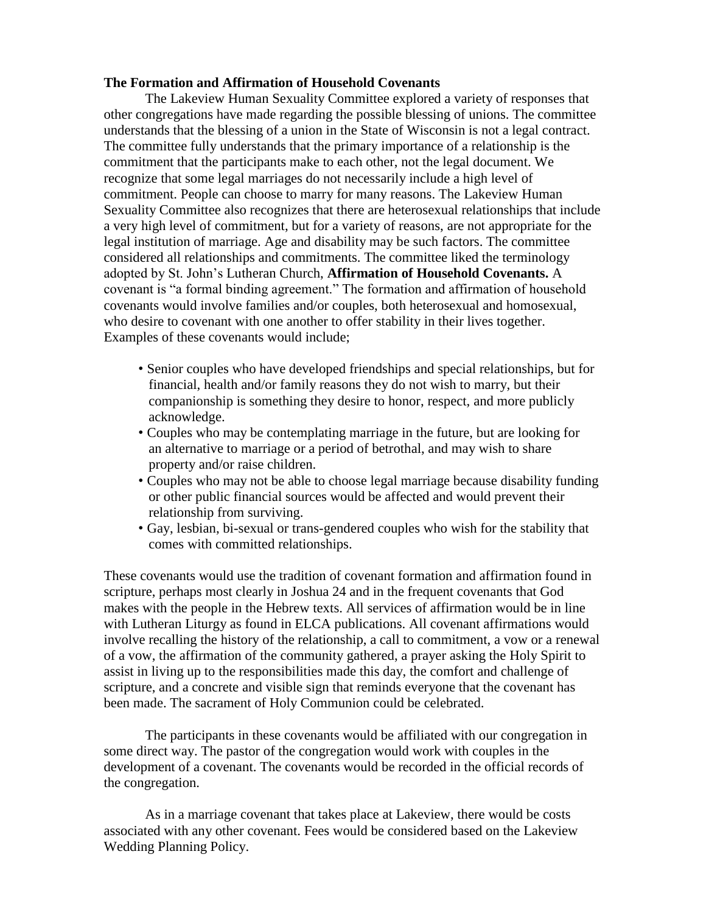**The Formation and Affirmation of Household Covenants**

The Lakeview Human Sexuality Committee explored a variety of responses that other congregations have made regarding the possible blessing of unions. The committee understands that the blessing of a union in the State of Wisconsin is not a legal contract. The committee fully understands that the primary importance of a relationship is the commitment that the participants make to each other, not the legal document. We recognize that some legal marriages do not necessarily include a high level of commitment. People can choose to marry for many reasons. The Lakeview Human Sexuality Committee also recognizes that there are heterosexual relationships that include a very high level of commitment, but for a variety of reasons, are not appropriate for the legal institution of marriage. Age and disability may be such factors. The committee considered all relationships and commitments. The committee liked the terminology adopted by St. John's Lutheran Church, **Affirmation of Household Covenants.** A covenant is "a formal binding agreement." The formation and affirmation of household covenants would involve families and/or couples, both heterosexual and homosexual, who desire to covenant with one another to offer stability in their lives together. Examples of these covenants would include;

- Senior couples who have developed friendships and special relationships, but for financial, health and/or family reasons they do not wish to marry, but their companionship is something they desire to honor, respect, and more publicly acknowledge.
- Couples who may be contemplating marriage in the future, but are looking for an alternative to marriage or a period of betrothal, and may wish to share property and/or raise children.
- Couples who may not be able to choose legal marriage because disability funding or other public financial sources would be affected and would prevent their relationship from surviving.
- Gay, lesbian, bi-sexual or trans-gendered couples who wish for the stability that comes with committed relationships.

These covenants would use the tradition of covenant formation and affirmation found in scripture, perhaps most clearly in Joshua 24 and in the frequent covenants that God makes with the people in the Hebrew texts. All services of affirmation would be in line with Lutheran Liturgy as found in ELCA publications. All covenant affirmations would involve recalling the history of the relationship, a call to commitment, a vow or a renewal of a vow, the affirmation of the community gathered, a prayer asking the Holy Spirit to assist in living up to the responsibilities made this day, the comfort and challenge of scripture, and a concrete and visible sign that reminds everyone that the covenant has been made. The sacrament of Holy Communion could be celebrated.

The participants in these covenants would be affiliated with our congregation in some direct way. The pastor of the congregation would work with couples in the development of a covenant. The covenants would be recorded in the official records of the congregation.

As in a marriage covenant that takes place at Lakeview, there would be costs associated with any other covenant. Fees would be considered based on the Lakeview Wedding Planning Policy.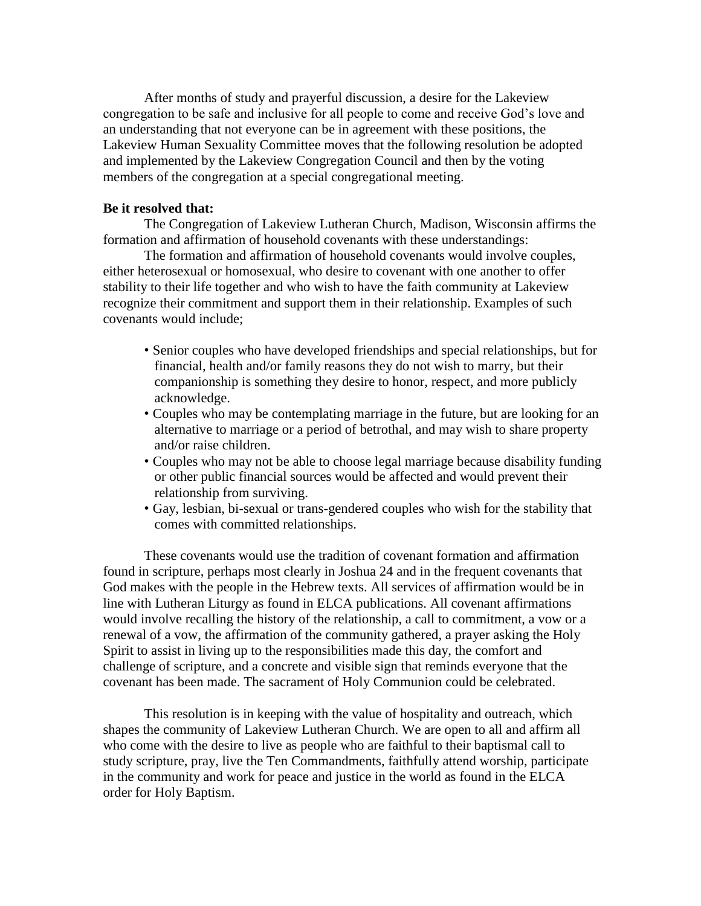After months of study and prayerful discussion, a desire for the Lakeview congregation to be safe and inclusive for all people to come and receive God's love and an understanding that not everyone can be in agreement with these positions, the Lakeview Human Sexuality Committee moves that the following resolution be adopted and implemented by the Lakeview Congregation Council and then by the voting members of the congregation at a special congregational meeting.

**Be it resolved that:**

The Congregation of Lakeview Lutheran Church, Madison, Wisconsin affirms the formation and affirmation of household covenants with these understandings:

The formation and affirmation of household covenants would involve couples, either heterosexual or homosexual, who desire to covenant with one another to offer stability to their life together and who wish to have the faith community at Lakeview recognize their commitment and support them in their relationship. Examples of such covenants would include;

- Senior couples who have developed friendships and special relationships, but for financial, health and/or family reasons they do not wish to marry, but their companionship is something they desire to honor, respect, and more publicly acknowledge.
- Couples who may be contemplating marriage in the future, but are looking for an alternative to marriage or a period of betrothal, and may wish to share property and/or raise children.
- Couples who may not be able to choose legal marriage because disability funding or other public financial sources would be affected and would prevent their relationship from surviving.
- Gay, lesbian, bi-sexual or trans-gendered couples who wish for the stability that comes with committed relationships.

These covenants would use the tradition of covenant formation and affirmation found in scripture, perhaps most clearly in Joshua 24 and in the frequent covenants that God makes with the people in the Hebrew texts. All services of affirmation would be in line with Lutheran Liturgy as found in ELCA publications. All covenant affirmations would involve recalling the history of the relationship, a call to commitment, a vow or a renewal of a vow, the affirmation of the community gathered, a prayer asking the Holy Spirit to assist in living up to the responsibilities made this day, the comfort and challenge of scripture, and a concrete and visible sign that reminds everyone that the covenant has been made. The sacrament of Holy Communion could be celebrated.

This resolution is in keeping with the value of hospitality and outreach, which shapes the community of Lakeview Lutheran Church. We are open to all and affirm all who come with the desire to live as people who are faithful to their baptismal call to study scripture, pray, live the Ten Commandments, faithfully attend worship, participate in the community and work for peace and justice in the world as found in the ELCA order for Holy Baptism.